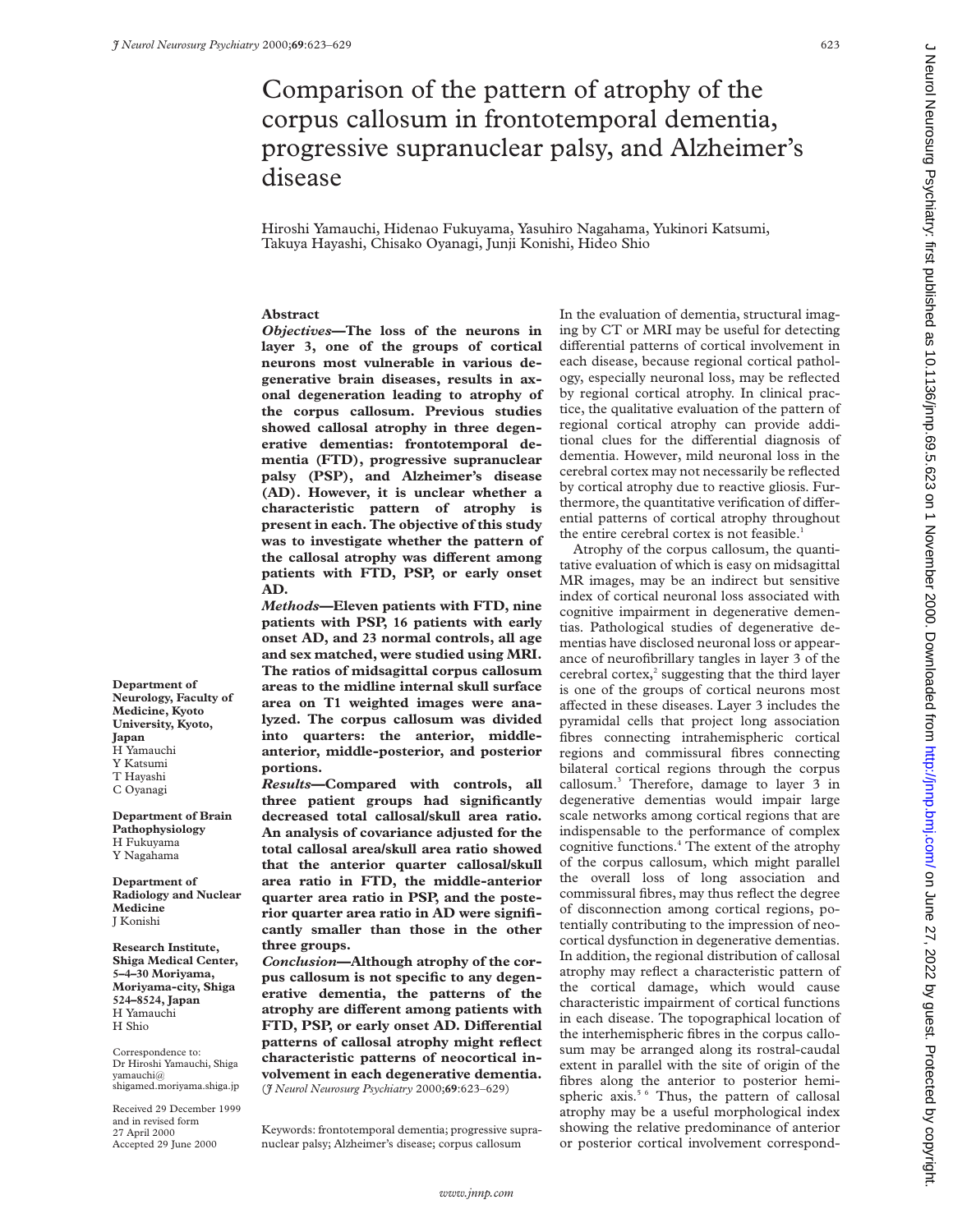# Comparison of the pattern of atrophy of the corpus callosum in frontotemporal dementia, progressive supranuclear palsy, and Alzheimer's disease

Hiroshi Yamauchi, Hidenao Fukuyama, Yasuhiro Nagahama, Yukinori Katsumi, Takuya Hayashi, Chisako Oyanagi, Junji Konishi, Hideo Shio

**Department of Neurology, Faculty of Medicine, Kyoto University, Kyoto, Japan**
H Yamauchi
Y Katsumi
T Hayashi
C Oyanagi

**Department of Brain Pathophysiology**
H Fukuyama
Y Nagahama

**Department of Radiology and Nuclear Medicine**
J Konishi

**Research Institute, Shiga Medical Center, 5–4–30 Moriyama, Moriyama-city, Shiga 524–8524, Japan**
H Yamauchi
H Shio

Correspondence to: Dr Hiroshi Yamauchi, Shiga yamauchi@shigamed.moriyama.shiga.jp

Received 29 December 1999 and in revised form 27 April 2000
Accepted 29 June 2000

## Abstract

***Objectives*—The loss of the neurons in layer 3, one of the groups of cortical neurons most vulnerable in various degenerative brain diseases, results in axonal degeneration leading to atrophy of the corpus callosum. Previous studies showed callosal atrophy in three degenerative dementias: frontotemporal dementia (FTD), progressive supranuclear palsy (PSP), and Alzheimer's disease (AD). However, it is unclear whether a characteristic pattern of atrophy is present in each. The objective of this study was to investigate whether the pattern of the callosal atrophy was different among patients with FTD, PSP, or early onset AD.**

***Methods*—Eleven patients with FTD, nine patients with PSP, 16 patients with early onset AD, and 23 normal controls, all age and sex matched, were studied using MRI. The ratios of midsagittal corpus callosum areas to the midline internal skull surface area on T1 weighted images were analyzed. The corpus callosum was divided into quarters: the anterior, middle-anterior, middle-posterior, and posterior portions.**

***Results*—Compared with controls, all three patient groups had significantly decreased total callosal/skull area ratio. An analysis of covariance adjusted for the total callosal area/skull area ratio showed that the anterior quarter callosal/skull area ratio in FTD, the middle-anterior quarter area ratio in PSP, and the posterior quarter area ratio in AD were significantly smaller than those in the other three groups.**

***Conclusion*—Although atrophy of the corpus callosum is not specific to any degenerative dementia, the patterns of the atrophy are different among patients with FTD, PSP, or early onset AD. Differential patterns of callosal atrophy might reflect characteristic patterns of neocortical involvement in each degenerative dementia.**
(*J Neurol Neurosurg Psychiatry* 2000;**69**:623–629)

Keywords: frontotemporal dementia; progressive supranuclear palsy; Alzheimer's disease; corpus callosum

In the evaluation of dementia, structural imaging by CT or MRI may be useful for detecting differential patterns of cortical involvement in each disease, because regional cortical pathology, especially neuronal loss, may be reflected by regional cortical atrophy. In clinical practice, the qualitative evaluation of the pattern of regional cortical atrophy can provide additional clues for the differential diagnosis of dementia. However, mild neuronal loss in the cerebral cortex may not necessarily be reflected by cortical atrophy due to reactive gliosis. Furthermore, the quantitative verification of differential patterns of cortical atrophy throughout the entire cerebral cortex is not feasible.[1]

Atrophy of the corpus callosum, the quantitative evaluation of which is easy on midsagittal MR images, may be an indirect but sensitive index of cortical neuronal loss associated with cognitive impairment in degenerative dementias. Pathological studies of degenerative dementias have disclosed neuronal loss or appearance of neurofibrillary tangles in layer 3 of the cerebral cortex,[2] suggesting that the third layer is one of the groups of cortical neurons most affected in these diseases. Layer 3 includes the pyramidal cells that project long association fibres connecting intrahemispheric cortical regions and commissural fibres connecting bilateral cortical regions through the corpus callosum.[3] Therefore, damage to layer 3 in degenerative dementias would impair large scale networks among cortical regions that are indispensable to the performance of complex cognitive functions.[4] The extent of the atrophy of the corpus callosum, which might parallel the overall loss of long association and commissural fibres, may thus reflect the degree of disconnection among cortical regions, potentially contributing to the impression of neocortical dysfunction in degenerative dementias. In addition, the regional distribution of callosal atrophy may reflect a characteristic pattern of the cortical damage, which would cause characteristic impairment of cortical functions in each disease. The topographical location of the interhemispheric fibres in the corpus callosum may be arranged along its rostral-caudal extent in parallel with the site of origin of the fibres along the anterior to posterior hemispheric axis.[5,6] Thus, the pattern of callosal atrophy may be a useful morphological index showing the relative predominance of anterior or posterior cortical involvement correspond-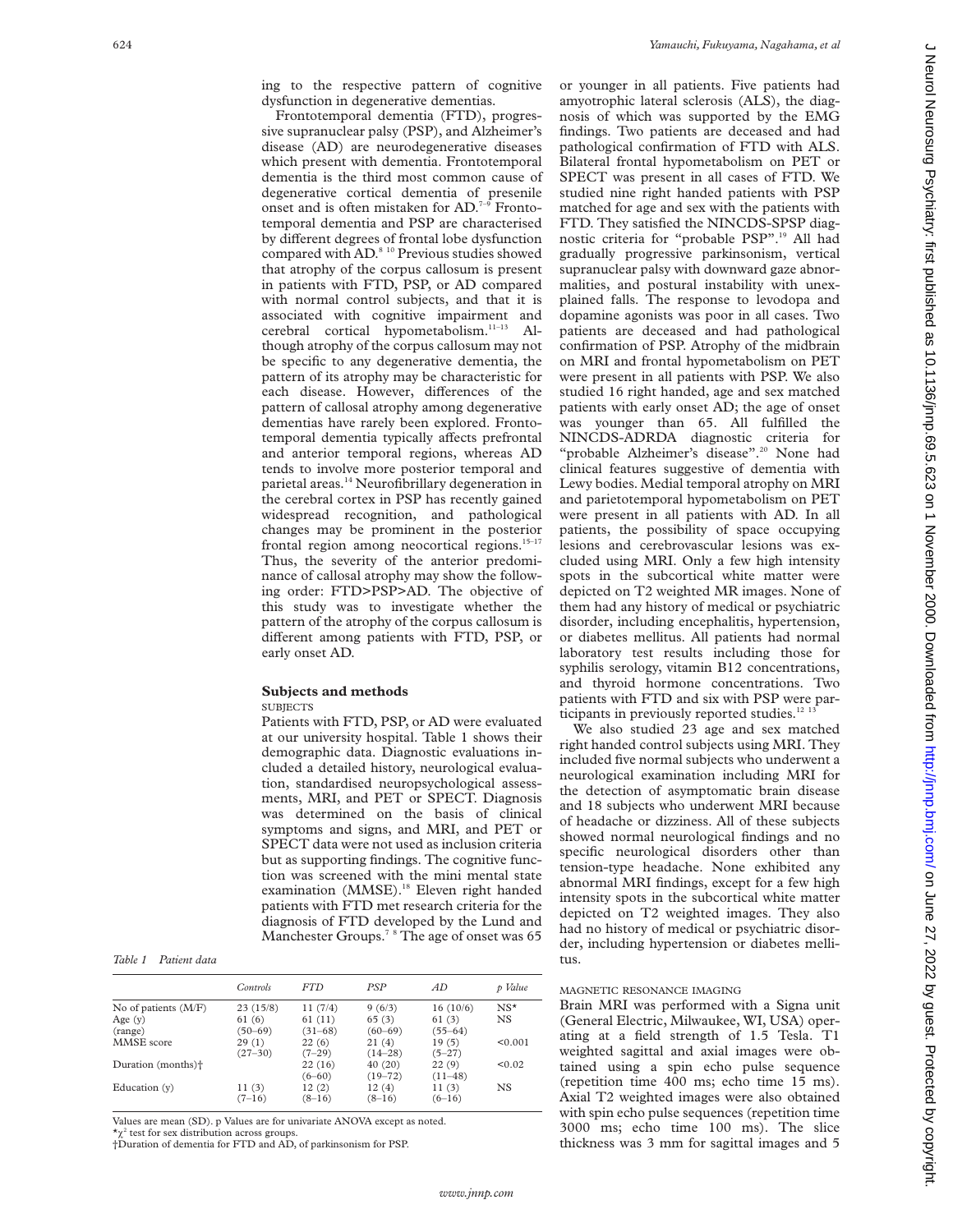ing to the respective pattern of cognitive dysfunction in degenerative dementias.

Frontotemporal dementia (FTD), progressive supranuclear palsy (PSP), and Alzheimer's disease (AD) are neurodegenerative diseases which present with dementia. Frontotemporal dementia is the third most common cause of degenerative cortical dementia of presenile onset and is often mistaken for AD.[7–9] Frontotemporal dementia and PSP are characterised by different degrees of frontal lobe dysfunction compared with AD.[8 10] Previous studies showed that atrophy of the corpus callosum is present in patients with FTD, PSP, or AD compared with normal control subjects, and that it is associated with cognitive impairment and cerebral cortical hypometabolism.[11–13] Although atrophy of the corpus callosum may not be specific to any degenerative dementia, the pattern of its atrophy may be characteristic for each disease. However, differences of the pattern of callosal atrophy among degenerative dementias have rarely been explored. Frontotemporal dementia typically affects prefrontal and anterior temporal regions, whereas AD tends to involve more posterior temporal and parietal areas.[14] Neurofibrillary degeneration in the cerebral cortex in PSP has recently gained widespread recognition, and pathological changes may be prominent in the posterior frontal region among neocortical regions.[15–17] Thus, the severity of the anterior predominance of callosal atrophy may show the following order: FTD>PSP>AD. The objective of this study was to investigate whether the pattern of the atrophy of the corpus callosum is different among patients with FTD, PSP, or early onset AD.

## Subjects and methods

### SUBJECTS

Patients with FTD, PSP, or AD were evaluated at our university hospital. Table 1 shows their demographic data. Diagnostic evaluations included a detailed history, neurological evaluation, standardised neuropsychological assessments, MRI, and PET or SPECT. Diagnosis was determined on the basis of clinical symptoms and signs, and MRI, and PET or SPECT data were not used as inclusion criteria but as supporting findings. The cognitive function was screened with the mini mental state examination (MMSE).[18] Eleven right handed patients with FTD met research criteria for the diagnosis of FTD developed by the Lund and Manchester Groups.[7 8] The age of onset was 65 or younger in all patients. Five patients had amyotrophic lateral sclerosis (ALS), the diagnosis of which was supported by the EMG findings. Two patients are deceased and had pathological confirmation of FTD with ALS. Bilateral frontal hypometabolism on PET or SPECT was present in all cases of FTD. We studied nine right handed patients with PSP matched for age and sex with the patients with FTD. They satisfied the NINCDS-SPSP diagnostic criteria for "probable PSP".[19] All had gradually progressive parkinsonism, vertical supranuclear palsy with downward gaze abnormalities, and postural instability with unexplained falls. The response to levodopa and dopamine agonists was poor in all cases. Two patients are deceased and had pathological confirmation of PSP. Atrophy of the midbrain on MRI and frontal hypometabolism on PET were present in all patients with PSP. We also studied 16 right handed, age and sex matched patients with early onset AD; the age of onset was younger than 65. All fulfilled the NINCDS-ADRDA diagnostic criteria for "probable Alzheimer's disease".[20] None had clinical features suggestive of dementia with Lewy bodies. Medial temporal atrophy on MRI and parietotemporal hypometabolism on PET were present in all patients with AD. In all patients, the possibility of space occupying lesions and cerebrovascular lesions was excluded using MRI. Only a few high intensity spots in the subcortical white matter were depicted on T2 weighted MR images. None of them had any history of medical or psychiatric disorder, including encephalitis, hypertension, or diabetes mellitus. All patients had normal laboratory test results including those for syphilis serology, vitamin B12 concentrations, and thyroid hormone concentrations. Two patients with FTD and six with PSP were participants in previously reported studies.[12 13]

We also studied 23 age and sex matched right handed control subjects using MRI. They included five normal subjects who underwent a neurological examination including MRI for the detection of asymptomatic brain disease and 18 subjects who underwent MRI because of headache or dizziness. All of these subjects showed normal neurological findings and no specific neurological disorders other than tension-type headache. None exhibited any abnormal MRI findings, except for a few high intensity spots in the subcortical white matter depicted on T2 weighted images. They also had no history of medical or psychiatric disorder, including hypertension or diabetes mellitus.

*Table 1 Patient data*

| | Controls | FTD | PSP | AD | p Value |
|---|---|---|---|---|---|
| No of patients (M/F) | 23 (15/8) | 11 (7/4) | 9 (6/3) | 16 (10/6) | NS* |
| Age (y) (range) | 61 (6) (50–69) | 61 (11) (31–68) | 65 (3) (60–69) | 61 (3) (55–64) | NS |
| MMSE score | 29 (1) (27–30) | 22 (6) (7–29) | 21 (4) (14–28) | 19 (5) (5–27) | <0.001 |
| Duration (months)† | | 22 (16) (6–60) | 40 (20) (19–72) | 22 (9) (11–48) | <0.02 |
| Education (y) | 11 (3) (7–16) | 12 (2) (8–16) | 12 (4) (8–16) | 11 (3) (6–16) | NS |

Values are mean (SD). p Values are for univariate ANOVA except as noted.
*$\chi^2$ test for sex distribution across groups.
†Duration of dementia for FTD and AD, of parkinsonism for PSP.

### MAGNETIC RESONANCE IMAGING

Brain MRI was performed with a Signa unit (General Electric, Milwaukee, WI, USA) operating at a field strength of 1.5 Tesla. T1 weighted sagittal and axial images were obtained using a spin echo pulse sequence (repetition time 400 ms; echo time 15 ms). Axial T2 weighted images were also obtained with spin echo pulse sequences (repetition time 3000 ms; echo time 100 ms). The slice thickness was 3 mm for sagittal images and 5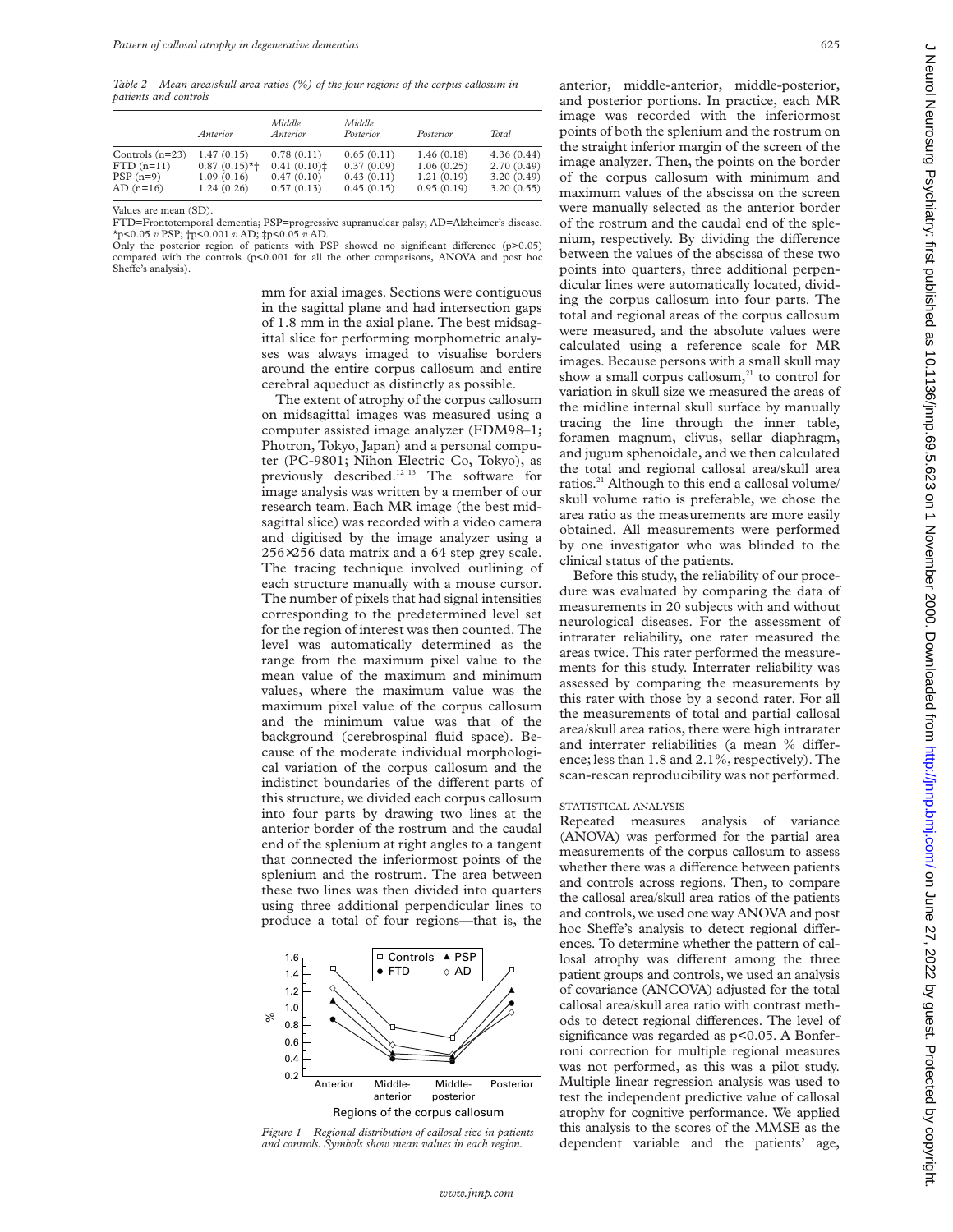*Table 2 Mean area/skull area ratios (%) of the four regions of the corpus callosum in patients and controls*

| | Anterior | Middle Anterior | Middle Posterior | Posterior | Total |
|---|---|---|---|---|---|
| Controls (n=23) | 1.47 (0.15) | 0.78 (0.11) | 0.65 (0.11) | 1.46 (0.18) | 4.36 (0.44) |
| FTD (n=11) | 0.87 (0.15)*† | 0.41 (0.10)‡ | 0.37 (0.09) | 1.06 (0.25) | 2.70 (0.49) |
| PSP (n=9) | 1.09 (0.16) | 0.47 (0.10) | 0.43 (0.11) | 1.21 (0.19) | 3.20 (0.49) |
| AD (n=16) | 1.24 (0.26) | 0.57 (0.13) | 0.45 (0.15) | 0.95 (0.19) | 3.20 (0.55) |

Values are mean (SD).

FTD=Frontotemporal dementia; PSP=progressive supranuclear palsy; AD=Alzheimer's disease. *$p<0.05$ *v* PSP; †$p<0.001$ *v* AD; ‡$p<0.05$ *v* AD.

Only the posterior region of patients with PSP showed no significant difference ($p>0.05$) compared with the controls ($p<0.001$ for all the other comparisons, ANOVA and post hoc Sheffe's analysis).

mm for axial images. Sections were contiguous in the sagittal plane and had intersection gaps of 1.8 mm in the axial plane. The best midsagittal slice for performing morphometric analyses was always imaged to visualise borders around the entire corpus callosum and entire cerebral aqueduct as distinctly as possible.

The extent of atrophy of the corpus callosum on midsagittal images was measured using a computer assisted image analyzer (FDM98–1; Photron, Tokyo, Japan) and a personal computer (PC-9801; Nihon Electric Co, Tokyo), as previously described.[12 13] The software for image analysis was written by a member of our research team. Each MR image (the best midsagittal slice) was recorded with a video camera and digitised by the image analyzer using a 256×256 data matrix and a 64 step grey scale. The tracing technique involved outlining of each structure manually with a mouse cursor. The number of pixels that had signal intensities corresponding to the predetermined level set for the region of interest was then counted. The level was automatically determined as the range from the maximum pixel value to the mean value of the maximum and minimum values, where the maximum value was the maximum pixel value of the corpus callosum and the minimum value was that of the background (cerebrospinal fluid space). Because of the moderate individual morphological variation of the corpus callosum and the indistinct boundaries of the different parts of this structure, we divided each corpus callosum into four parts by drawing two lines at the anterior border of the rostrum and the caudal end of the splenium at right angles to a tangent that connected the inferiormost points of the splenium and the rostrum. The area between these two lines was then divided into quarters using three additional perpendicular lines to produce a total of four regions—that is, the anterior, middle-anterior, middle-posterior, and posterior portions. In practice, each MR image was recorded with the inferiormost points of both the splenium and the rostrum on the straight inferior margin of the screen of the image analyzer. Then, the points on the border of the corpus callosum with minimum and maximum values of the abscissa on the screen were manually selected as the anterior border of the rostrum and the caudal end of the splenium, respectively. By dividing the difference between the values of the abscissa of these two points into quarters, three additional perpendicular lines were automatically located, dividing the corpus callosum into four parts. The total and regional areas of the corpus callosum were measured, and the absolute values were calculated using a reference scale for MR images. Because persons with a small skull may show a small corpus callosum,[21] to control for variation in skull size we measured the areas of the midline internal skull surface by manually tracing the line through the inner table, foramen magnum, clivus, sellar diaphragm, and jugum sphenoidale, and we then calculated the total and regional callosal area/skull area ratios.[21] Although to this end a callosal volume/skull volume ratio is preferable, we chose the area ratio as the measurements are more easily obtained. All measurements were performed by one investigator who was blinded to the clinical status of the patients.

Before this study, the reliability of our procedure was evaluated by comparing the data of measurements in 20 subjects with and without neurological diseases. For the assessment of intrarater reliability, one rater measured the areas twice. This rater performed the measurements for this study. Interrater reliability was assessed by comparing the measurements by this rater with those by a second rater. For all the measurements of total and partial callosal area/skull area ratios, there were high intrarater and interrater reliabilities (a mean % difference; less than 1.8 and 2.1%, respectively). The scan-rescan reproducibility was not performed.

### STATISTICAL ANALYSIS

Repeated measures analysis of variance (ANOVA) was performed for the partial area measurements of the corpus callosum to assess whether there was a difference between patients and controls across regions. Then, to compare the callosal area/skull area ratios of the patients and controls, we used one way ANOVA and post hoc Sheffe's analysis to detect regional differences. To determine whether the pattern of callosal atrophy was different among the three patient groups and controls, we used an analysis of covariance (ANCOVA) adjusted for the total callosal area/skull area ratio with contrast methods to detect regional differences. The level of significance was regarded as $p<0.05$. A Bonferroni correction for multiple regional measures was not performed, as this was a pilot study. Multiple linear regression analysis was used to test the independent predictive value of callosal atrophy for cognitive performance. We applied this analysis to the scores of the MMSE as the dependent variable and the patients' age,

%
1.6
1.4
1.2
1.0
0.8
0.6
0.4
0.2
Controls PSP FTD AD
Anterior Middle-anterior Middle-posterior Posterior
Regions of the corpus callosum

*Figure 1 Regional distribution of callosal size in patients and controls. Symbols show mean values in each region.*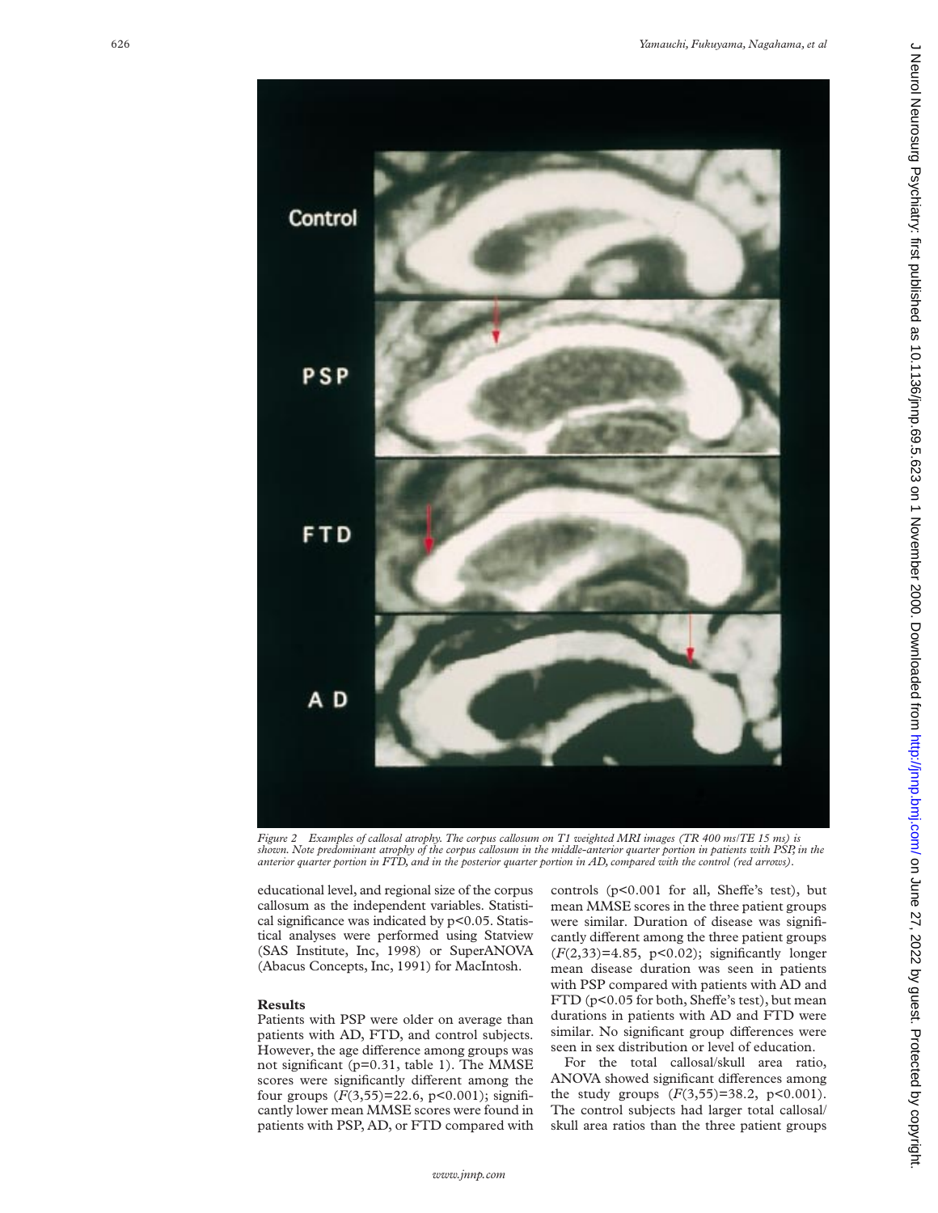*Figure 2 Examples of callosal atrophy. The corpus callosum on T1 weighted MRI images (TR 400 ms/TE 15 ms) is shown. Note predominant atrophy of the corpus callosum in the middle-anterior quarter portion in patients with PSP, in the anterior quarter portion in FTD, and in the posterior quarter portion in AD, compared with the control (red arrows).*

educational level, and regional size of the corpus callosum as the independent variables. Statistical significance was indicated by $p<0.05$. Statistical analyses were performed using Statview (SAS Institute, Inc, 1998) or SuperANOVA (Abacus Concepts, Inc, 1991) for MacIntosh.

## Results

Patients with PSP were older on average than patients with AD, FTD, and control subjects. However, the age difference among groups was not significant ($p=0.31$, table 1). The MMSE scores were significantly different among the four groups ($F(3,55)=22.6$, $p<0.001$); significantly lower mean MMSE scores were found in patients with PSP, AD, or FTD compared with controls ($p<0.001$ for all, Sheffe's test), but mean MMSE scores in the three patient groups were similar. Duration of disease was significantly different among the three patient groups ($F(2,33)=4.85$, $p<0.02$); significantly longer mean disease duration was seen in patients with PSP compared with patients with AD and FTD ($p<0.05$ for both, Sheffe's test), but mean durations in patients with AD and FTD were similar. No significant group differences were seen in sex distribution or level of education.

For the total callosal/skull area ratio, ANOVA showed significant differences among the study groups ($F(3,55)=38.2$, $p<0.001$). The control subjects had larger total callosal/skull area ratios than the three patient groups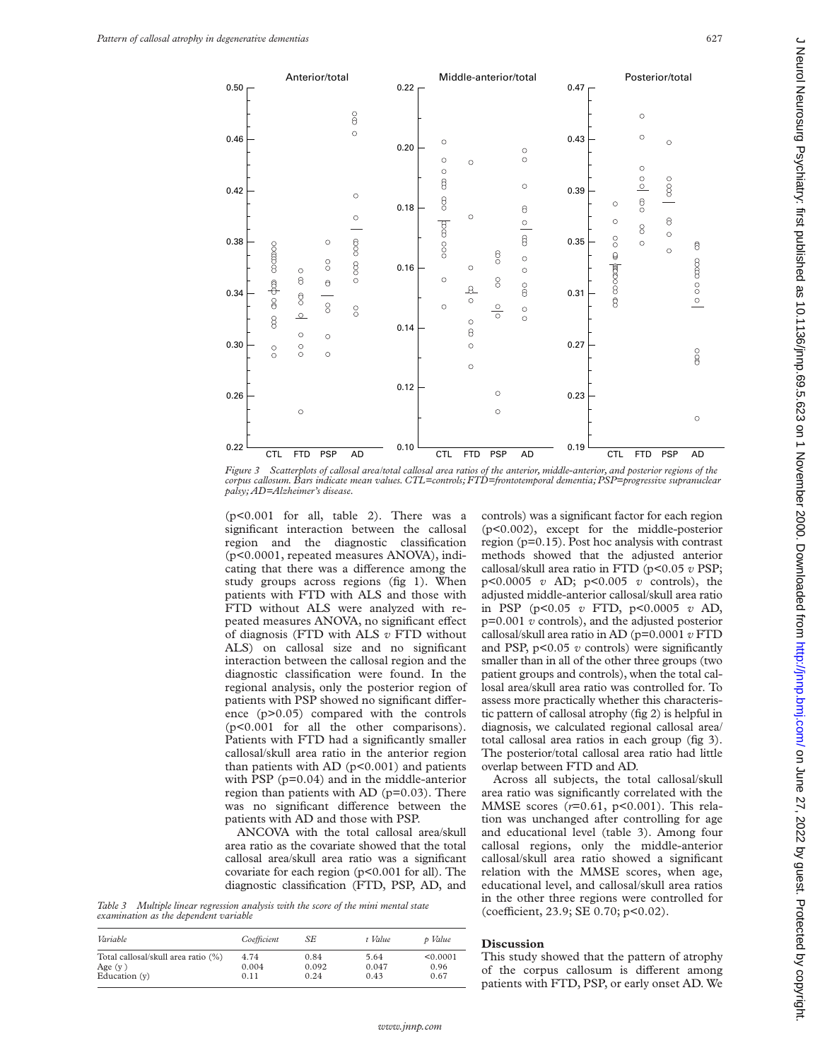Figure 3 Scatterplots of callosal area/total callosal area ratios of the anterior, middle-anterior, and posterior regions of the corpus callosum. Bars indicate mean values. CTL=controls; FTD=frontotemporal dementia; PSP=progressive supranuclear palsy; AD=Alzheimer's disease.

($p<0.001$ for all, table 2). There was a significant interaction between the callosal region and the diagnostic classification ($p<0.0001$, repeated measures ANOVA), indicating that there was a difference among the study groups across regions (fig 1). When patients with FTD with ALS and those with FTD without ALS were analyzed with repeated measures ANOVA, no significant effect of diagnosis (FTD with ALS *v* FTD without ALS) on callosal size and no significant interaction between the callosal region and the diagnostic classification were found. In the regional analysis, only the posterior region of patients with PSP showed no significant difference ($p>0.05$) compared with the controls ($p<0.001$ for all the other comparisons). Patients with FTD had a significantly smaller callosal/skull area ratio in the anterior region than patients with AD ($p<0.001$) and patients with PSP ($p=0.04$) and in the middle-anterior region than patients with AD ($p=0.03$). There was no significant difference between the patients with AD and those with PSP.

ANCOVA with the total callosal area/skull area ratio as the covariate showed that the total callosal area/skull area ratio was a significant covariate for each region ($p<0.001$ for all). The diagnostic classification (FTD, PSP, AD, and controls) was a significant factor for each region ($p<0.002$), except for the middle-posterior region ($p=0.15$). Post hoc analysis with contrast methods showed that the adjusted anterior callosal/skull area ratio in FTD ($p<0.05$ *v* PSP; $p<0.0005$ *v* AD; $p<0.005$ *v* controls), the adjusted middle-anterior callosal/skull area ratio in PSP ($p<0.05$ *v* FTD, $p<0.0005$ *v* AD, $p=0.001$ *v* controls), and the adjusted posterior callosal/skull area ratio in AD ($p=0.0001$ *v* FTD and PSP, $p<0.05$ *v* controls) were significantly smaller than in all of the other three groups (two patient groups and controls), when the total callosal area/skull area ratio was controlled for. To assess more practically whether this characteristic pattern of callosal atrophy (fig 2) is helpful in diagnosis, we calculated regional callosal area/total callosal area ratios in each group (fig 3). The posterior/total callosal area ratio had little overlap between FTD and AD.

Across all subjects, the total callosal/skull area ratio was significantly correlated with the MMSE scores ($r=0.61$, $p<0.001$). This relation was unchanged after controlling for age and educational level (table 3). Among four callosal regions, only the middle-anterior callosal/skull area ratio showed a significant relation with the MMSE scores, when age, educational level, and callosal/skull area ratios in the other three regions were controlled for (coefficient, 23.9; SE 0.70; $p<0.02$).

*Table 3 Multiple linear regression analysis with the score of the mini mental state examination as the dependent variable*

| *Variable* | *Coefficient* | *SE* | *t Value* | *p Value* |
|---|---|---|---|---|
| Total callosal/skull area ratio (%) | 4.74 | 0.84 | 5.64 | <0.0001 |
| Age (y) | 0.004 | 0.092 | 0.047 | 0.96 |
| Education (y) | 0.11 | 0.24 | 0.43 | 0.67 |

## Discussion

This study showed that the pattern of atrophy of the corpus callosum is different among patients with FTD, PSP, or early onset AD. We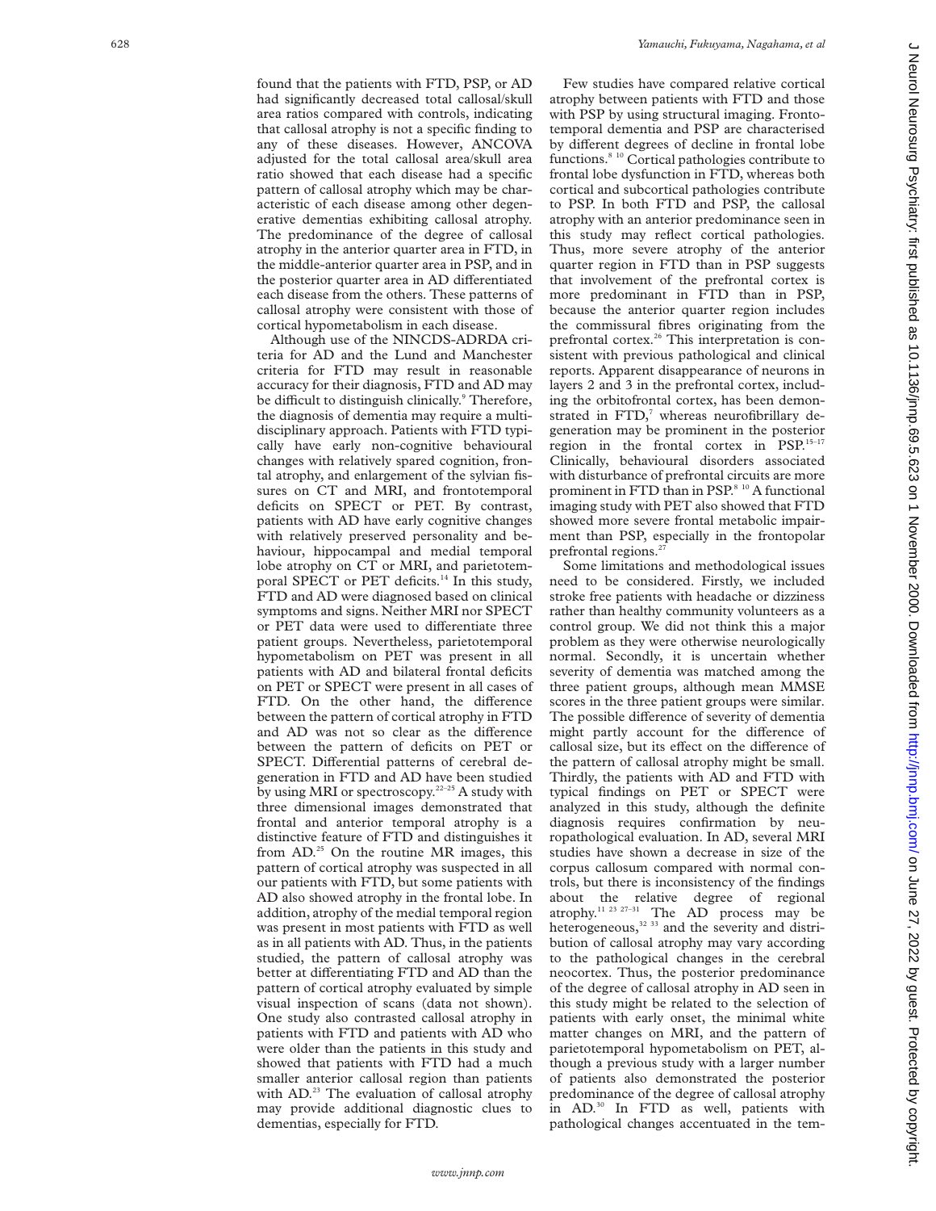found that the patients with FTD, PSP, or AD had significantly decreased total callosal/skull area ratios compared with controls, indicating that callosal atrophy is not a specific finding to any of these diseases. However, ANCOVA adjusted for the total callosal area/skull area ratio showed that each disease had a specific pattern of callosal atrophy which may be characteristic of each disease among other degenerative dementias exhibiting callosal atrophy. The predominance of the degree of callosal atrophy in the anterior quarter area in FTD, in the middle-anterior quarter area in PSP, and in the posterior quarter area in AD differentiated each disease from the others. These patterns of callosal atrophy were consistent with those of cortical hypometabolism in each disease.

Although use of the NINCDS-ADRDA criteria for AD and the Lund and Manchester criteria for FTD may result in reasonable accuracy for their diagnosis, FTD and AD may be difficult to distinguish clinically.[9] Therefore, the diagnosis of dementia may require a multidisciplinary approach. Patients with FTD typically have early non-cognitive behavioural changes with relatively spared cognition, frontal atrophy, and enlargement of the sylvian fissures on CT and MRI, and frontotemporal deficits on SPECT or PET. By contrast, patients with AD have early cognitive changes with relatively preserved personality and behaviour, hippocampal and medial temporal lobe atrophy on CT or MRI, and parietotemporal SPECT or PET deficits.[14] In this study, FTD and AD were diagnosed based on clinical symptoms and signs. Neither MRI nor SPECT or PET data were used to differentiate three patient groups. Nevertheless, parietotemporal hypometabolism on PET was present in all patients with AD and bilateral frontal deficits on PET or SPECT were present in all cases of FTD. On the other hand, the difference between the pattern of cortical atrophy in FTD and AD was not so clear as the difference between the pattern of deficits on PET or SPECT. Differential patterns of cerebral degeneration in FTD and AD have been studied by using MRI or spectroscopy.[22–25] A study with three dimensional images demonstrated that frontal and anterior temporal atrophy is a distinctive feature of FTD and distinguishes it from AD.[25] On the routine MR images, this pattern of cortical atrophy was suspected in all our patients with FTD, but some patients with AD also showed atrophy in the frontal lobe. In addition, atrophy of the medial temporal region was present in most patients with FTD as well as in all patients with AD. Thus, in the patients studied, the pattern of callosal atrophy was better at differentiating FTD and AD than the pattern of cortical atrophy evaluated by simple visual inspection of scans (data not shown). One study also contrasted callosal atrophy in patients with FTD and patients with AD who were older than the patients in this study and showed that patients with FTD had a much smaller anterior callosal region than patients with AD.[23] The evaluation of callosal atrophy may provide additional diagnostic clues to dementias, especially for FTD.

Few studies have compared relative cortical atrophy between patients with FTD and those with PSP by using structural imaging. Frontotemporal dementia and PSP are characterised by different degrees of decline in frontal lobe functions.[8 10] Cortical pathologies contribute to frontal lobe dysfunction in FTD, whereas both cortical and subcortical pathologies contribute to PSP. In both FTD and PSP, the callosal atrophy with an anterior predominance seen in this study may reflect cortical pathologies. Thus, more severe atrophy of the anterior quarter region in FTD than in PSP suggests that involvement of the prefrontal cortex is more predominant in FTD than in PSP, because the anterior quarter region includes the commissural fibres originating from the prefrontal cortex.[26] This interpretation is consistent with previous pathological and clinical reports. Apparent disappearance of neurons in layers 2 and 3 in the prefrontal cortex, including the orbitofrontal cortex, has been demonstrated in FTD,[7] whereas neurofibrillary degeneration may be prominent in the posterior region in the frontal cortex in PSP.[15–17] Clinically, behavioural disorders associated with disturbance of prefrontal circuits are more prominent in FTD than in PSP.[8 10] A functional imaging study with PET also showed that FTD showed more severe frontal metabolic impairment than PSP, especially in the frontopolar prefrontal regions.[27]

Some limitations and methodological issues need to be considered. Firstly, we included stroke free patients with headache or dizziness rather than healthy community volunteers as a control group. We did not think this a major problem as they were otherwise neurologically normal. Secondly, it is uncertain whether severity of dementia was matched among the three patient groups, although mean MMSE scores in the three patient groups were similar. The possible difference of severity of dementia might partly account for the difference of callosal size, but its effect on the difference of the pattern of callosal atrophy might be small. Thirdly, the patients with AD and FTD with typical findings on PET or SPECT were analyzed in this study, although the definite diagnosis requires confirmation by neuropathological evaluation. In AD, several MRI studies have shown a decrease in size of the corpus callosum compared with normal controls, but there is inconsistency of the findings about the relative degree of regional atrophy.[11 23 27–31] The AD process may be heterogeneous,[32 33] and the severity and distribution of callosal atrophy may vary according to the pathological changes in the cerebral neocortex. Thus, the posterior predominance of the degree of callosal atrophy in AD seen in this study might be related to the selection of patients with early onset, the minimal white matter changes on MRI, and the pattern of parietotemporal hypometabolism on PET, although a previous study with a larger number of patients also demonstrated the posterior predominance of the degree of callosal atrophy in AD.[30] In FTD as well, patients with pathological changes accentuated in the tem-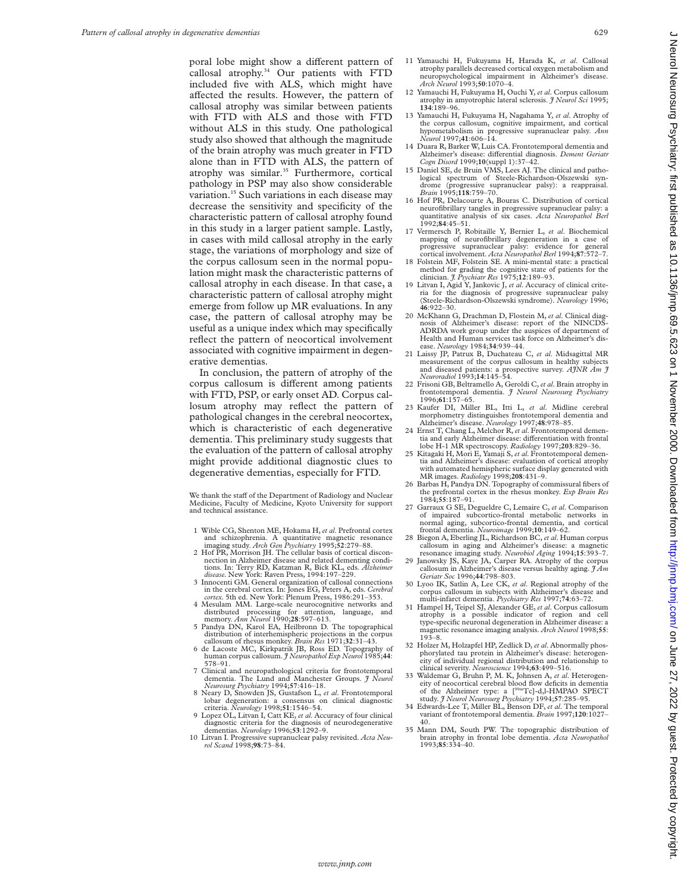poral lobe might show a different pattern of callosal atrophy.[34] Our patients with FTD included five with ALS, which might have affected the results. However, the pattern of callosal atrophy was similar between patients with FTD with ALS and those with FTD without ALS in this study. One pathological study also showed that although the magnitude of the brain atrophy was much greater in FTD alone than in FTD with ALS, the pattern of atrophy was similar.[35] Furthermore, cortical pathology in PSP may also show considerable variation.[15] Such variations in each disease may decrease the sensitivity and specificity of the characteristic pattern of callosal atrophy found in this study in a larger patient sample. Lastly, in cases with mild callosal atrophy in the early stage, the variations of morphology and size of the corpus callosum seen in the normal population might mask the characteristic patterns of callosal atrophy in each disease. In that case, a characteristic pattern of callosal atrophy might emerge from follow up MR evaluations. In any case, the pattern of callosal atrophy may be useful as a unique index which may specifically reflect the pattern of neocortical involvement associated with cognitive impairment in degenerative dementias.

In conclusion, the pattern of atrophy of the corpus callosum is different among patients with FTD, PSP, or early onset AD. Corpus callosum atrophy may reflect the pattern of pathological changes in the cerebral neocortex, which is characteristic of each degenerative dementia. This preliminary study suggests that the evaluation of the pattern of callosal atrophy might provide additional diagnostic clues to degenerative dementias, especially for FTD.

We thank the staff of the Department of Radiology and Nuclear Medicine, Faculty of Medicine, Kyoto University for support and technical assistance.

1 Wible CG, Shenton ME, Hokama H, *et al*. Prefrontal cortex and schizophrenia. A quantitative magnetic resonance imaging study. *Arch Gen Psychiatry* 1995;**52**:279–88.
2 Hof PR, Morrison JH. The cellular basis of cortical disconnection in Alzheimer disease and related dementing conditions. In: Terry RD, Katzman R, Bick KL, eds. *Alzheimer disease*. New York: Raven Press, 1994:197–229.
3 Innocenti GM. General organization of callosal connections in the cerebral cortex. In: Jones EG, Peters A, eds. *Cerebral cortex*. 5th ed. New York: Plenum Press, 1986:291–353.
4 Mesulam MM. Large-scale neurocognitive networks and distributed processing for attention, language, and memory. *Ann Neurol* 1990;**28**:597–613.
5 Pandya DN, Karol EA, Heilbronn D. The topographical distribution of interhemispheric projections in the corpus callosum of rhesus monkey. *Brain Res* 1971;**32**:31–43.
6 de Lacoste MC, Kirkpatrik JB, Ross ED. Topography of human corpus callosum. *J Neuropathol Exp Neurol* 1985;**44**:578–91.
7 Clinical and neuropathological criteria for frontotemporal dementia. The Lund and Manchester Groups. *J Neurol Neurosurg Psychiatry* 1994;**57**:416–18.
8 Neary D, Snowden JS, Gustafson L, *et al*. Frontotemporal lobar degeneration: a consensus on clinical diagnostic criteria. *Neurology* 1998;**51**:1546–54.
9 Lopez OL, Litvan I, Catt KE, *et al*. Accuracy of four clinical diagnostic criteria for the diagnosis of neurodegenerative dementias. *Neurology* 1996;**53**:1292–9.
10 Litvan I. Progressive supranuclear palsy revisited. *Acta Neurol Scand* 1998;**98**:73–84.
11 Yamauchi H, Fukuyama H, Harada K, *et al*. Callosal atrophy parallels decreased cortical oxygen metabolism and neuropsychological impairment in Alzheimer's disease. *Arch Neurol* 1993;**50**:1070–4.
12 Yamauchi H, Fukuyama H, Ouchi Y, *et al*. Corpus callosum atrophy in amyotrophic lateral sclerosis. *J Neurol Sci* 1995;**134**:189–96.
13 Yamauchi H, Fukuyama H, Nagahama Y, *et al*. Atrophy of the corpus callosum, cognitive impairment, and cortical hypometabolism in progressive supranuclear palsy. *Ann Neurol* 1997;**41**:606–14.
14 Duara R, Barker W, Luis CA. Frontotemporal dementia and Alzheimer's disease: differential diagnosis. *Dement Geriatr Cogn Disord* 1999;**10**(suppl 1):37–42.
15 Daniel SE, de Bruin VMS, Lees AJ. The clinical and pathological spectrum of Steele-Richardson-Olszewski syndrome (progressive supranuclear palsy): a reappraisal. *Brain* 1995;**118**:759–70.
16 Hof PR, Delacourte A, Bouras C. Distribution of cortical neurofibrillary tangles in progressive supranuclear palsy: a quantitative analysis of six cases. *Acta Neuropathol Berl* 1992;**84**:45–51.
17 Vermersch P, Robitaille Y, Bernier L, *et al*. Biochemical mapping of neurofibrillary degeneration in a case of progressive supranuclear palsy: evidence for general cortical involvement. *Acta Neuropathol Berl* 1994;**87**:572–7.
18 Folstein MF, Folstein SE. A mini-mental state: a practical method for grading the cognitive state of patients for the clinician. *J Psychiatr Res* 1975;**12**:189–93.
19 Litvan I, Agid Y, Jankovic J, *et al*. Accuracy of clinical criteria for the diagnosis of progressive supranuclear palsy (Steele-Richardson-Olszewski syndrome). *Neurology* 1996;**46**:922–30.
20 McKhann G, Drachman D, Flostein M, *et al*. Clinical diagnosis of Alzheimer's disease: report of the NINCDS-ADRDA work group under the auspices of department of Health and Human services task force on Alzheimer's disease. *Neurology* 1984;**34**:939–44.
21 Laissy JP, Patrux B, Duchateau C, *et al*. Midsagittal MR measurement of the corpus callosum in healthy subjects and diseased patients: a prospective survey. *AJNR Am J Neuroradiol* 1993;**14**:145–54.
22 Frisoni GB, Beltramello A, Geroldi C, *et al*. Brain atrophy in frontotemporal dementia. *J Neurol Neurosurg Psychiatry* 1996;**61**:157–65.
23 Kaufer DI, Miller BL, Itti L, *et al*. Midline cerebral morphometry distinguishes frontotemporal dementia and Alzheimer's disease. *Neurology* 1997;**48**:978–85.
24 Ernst T, Chang L, Melchor R, *et al*. Frontotemporal dementia and early Alzheimer disease: differentiation with frontal lobe H-1 MR spectroscopy. *Radiology* 1997;**203**:829–36.
25 Kitagaki H, Mori E, Yamaji S, *et al*. Frontotemporal dementia and Alzheimer's disease: evaluation of cortical atrophy with automated hemispheric surface display generated with MR images. *Radiology* 1998;**208**:431–9.
26 Barbas H, Pandya DN. Topography of commissural fibers of the prefrontal cortex in the rhesus monkey. *Exp Brain Res* 1984;**55**:187–91.
27 Garraux G SE, Degueldre C, Lemaire C, *et al*. Comparison of impaired subcortico-frontal metabolic networks in normal aging, subcortico-frontal dementia, and cortical frontal dementia. *Neuroimage* 1999;**10**:149–62.
28 Biegon A, Eberling JL, Richardson BC, *et al*. Human corpus callosum in aging and Alzheimer's disease: a magnetic resonance imaging study. *Neurobiol Aging* 1994;**15**:393–7.
29 Janowsky JS, Kaye JA, Carper RA. Atrophy of the corpus callosum in Alzheimer's disease versus healthy aging. *J Am Geriatr Soc* 1996;**44**:798–803.
30 Lyoo IK, Satlin A, Lee CK, *et al*. Regional atrophy of the corpus callosum in subjects with Alzheimer's disease and multi-infarct dementia. *Psychiatry Res* 1997;**74**:63–72.
31 Hampel H, Teipel SJ, Alexander GE, *et al*. Corpus callosum atrophy is a possible indicator of region and cell type-specific neuronal degeneration in Alzheimer disease: a magnetic resonance imaging analysis. *Arch Neurol* 1998;**55**:193–8.
32 Holzer M, Holzapfel HP, Zedlick D, *et al*. Abnormally phosphorylated tau protein in Alzheimer's disease: heterogeneity of individual regional distribution and relationship to clinical severity. *Neuroscience* 1994;**63**:499–516.
33 Waldemar G, Bruhn P, M. K, Johnsen A, *et al*. Heterogeneity of neocortical cerebral blood flow deficits in dementia of the Alzheimer type: a [$^{99m}$Tc]-d,l-HMPAO SPECT study. *J Neurol Neurosurg Psychiatry* 1994;**57**:285–95.
34 Edwards-Lee T, Miller BL, Benson DF, *et al*. The temporal variant of frontotemporal dementia. *Brain* 1997;**120**:1027–40.
35 Mann DM, South PW. The topographic distribution of brain atrophy in frontal lobe dementia. *Acta Neuropathol* 1993;**85**:334–40.